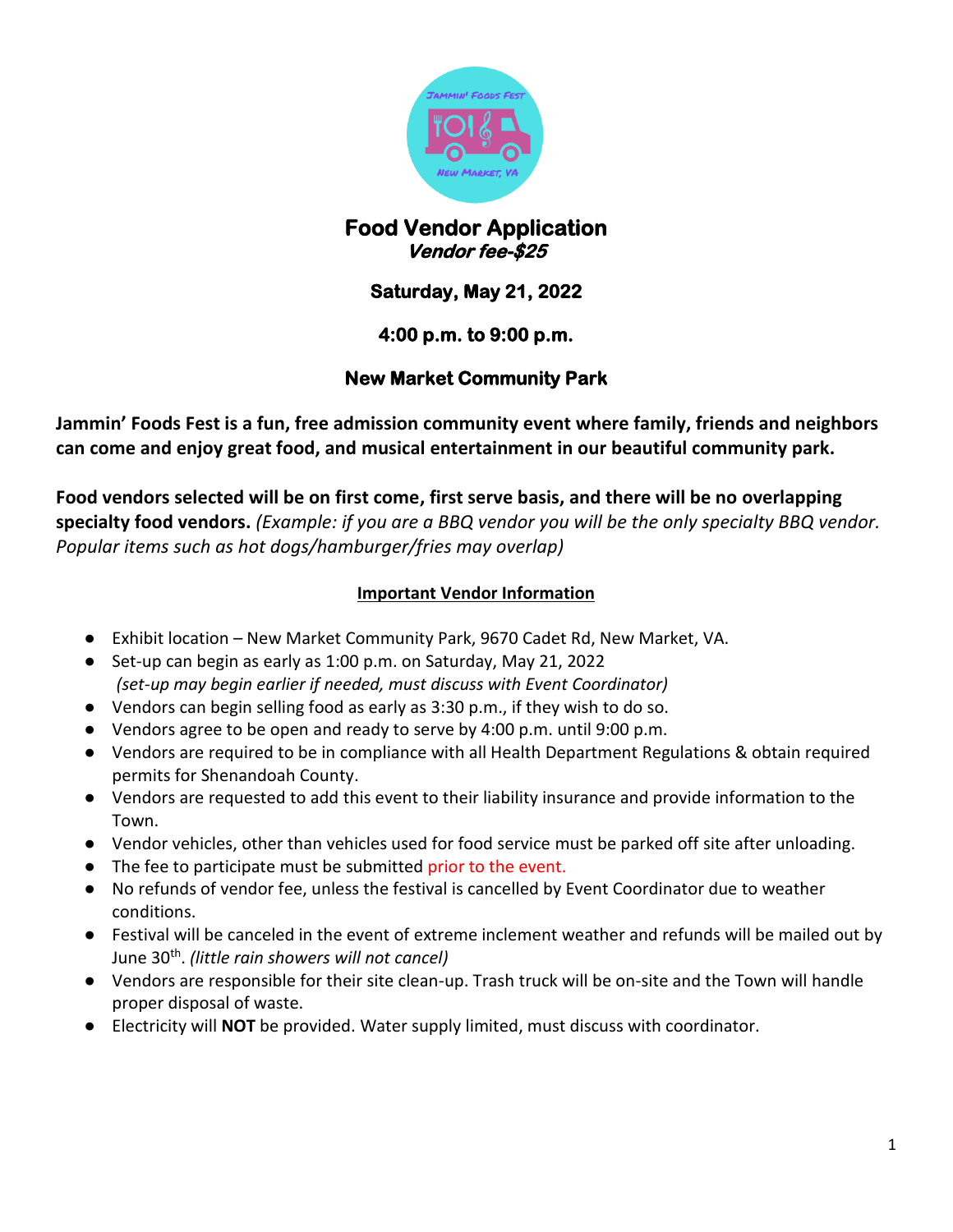# Food Vendor Application

***Vendor fee-$25***

**Saturday, May 21, 2022**

**4:00 p.m. to 9:00 p.m.**

**New Market Community Park**

**Jammin' Foods Fest is a fun, free admission community event where family, friends and neighbors can come and enjoy great food, and musical entertainment in our beautiful community park.**

**Food vendors selected will be on first come, first serve basis, and there will be no overlapping specialty food vendors.** *(Example: if you are a BBQ vendor you will be the only specialty BBQ vendor. Popular items such as hot dogs/hamburger/fries may overlap)*

## Important Vendor Information

- Exhibit location – New Market Community Park, 9670 Cadet Rd, New Market, VA.
- Set-up can begin as early as 1:00 p.m. on Saturday, May 21, 2022 *(set-up may begin earlier if needed, must discuss with Event Coordinator)*
- Vendors can begin selling food as early as 3:30 p.m., if they wish to do so.
- Vendors agree to be open and ready to serve by 4:00 p.m. until 9:00 p.m.
- Vendors are required to be in compliance with all Health Department Regulations & obtain required permits for Shenandoah County.
- Vendors are requested to add this event to their liability insurance and provide information to the Town.
- Vendor vehicles, other than vehicles used for food service must be parked off site after unloading.
- The fee to participate must be submitted prior to the event.
- No refunds of vendor fee, unless the festival is cancelled by Event Coordinator due to weather conditions.
- Festival will be canceled in the event of extreme inclement weather and refunds will be mailed out by June 30th. *(little rain showers will not cancel)*
- Vendors are responsible for their site clean-up. Trash truck will be on-site and the Town will handle proper disposal of waste.
- Electricity will **NOT** be provided. Water supply limited, must discuss with coordinator.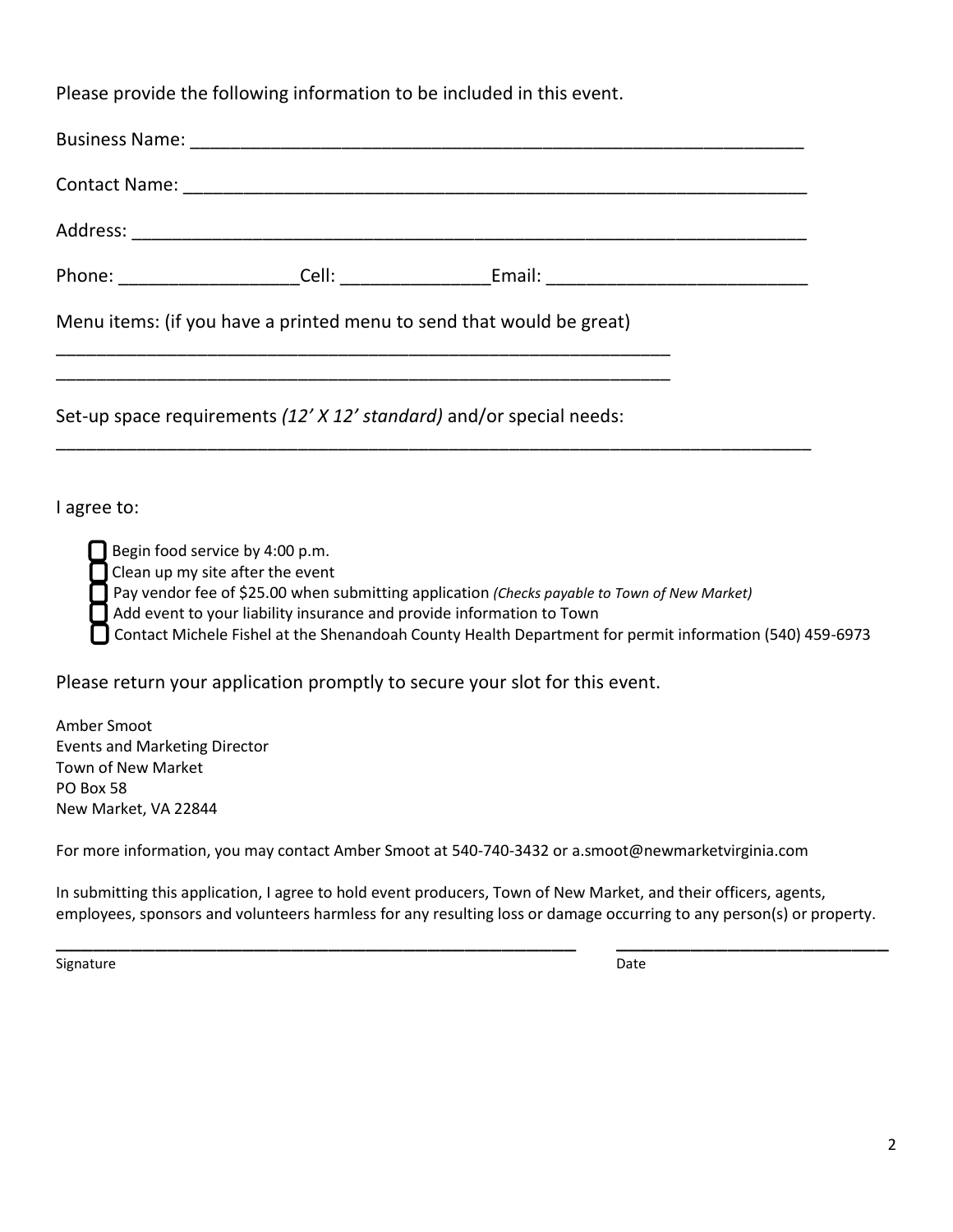Please provide the following information to be included in this event.

Business Name: ___________________________________________________________

Contact Name: ____________________________________________________________

Address: _________________________________________________________________

Phone: __________________Cell: _______________Email: __________________________

Menu items: (if you have a printed menu to send that would be great)

_______________________________________________________________

_______________________________________________________________

Set-up space requirements *(12' X 12' standard)* and/or special needs:

__________________________________________________________________________

I agree to:

- ☐ Begin food service by 4:00 p.m.
- ☐ Clean up my site after the event
- ☐ Pay vendor fee of $25.00 when submitting application *(Checks payable to Town of New Market)*
- ☐ Add event to your liability insurance and provide information to Town
- ☐ Contact Michele Fishel at the Shenandoah County Health Department for permit information (540) 459-6973

Please return your application promptly to secure your slot for this event.

Amber Smoot
Events and Marketing Director
Town of New Market
PO Box 58
New Market, VA 22844

For more information, you may contact Amber Smoot at 540-740-3432 or a.smoot@newmarketvirginia.com

In submitting this application, I agree to hold event producers, Town of New Market, and their officers, agents, employees, sponsors and volunteers harmless for any resulting loss or damage occurring to any person(s) or property.

_____________________________________________________ ____________________________

Signature Date